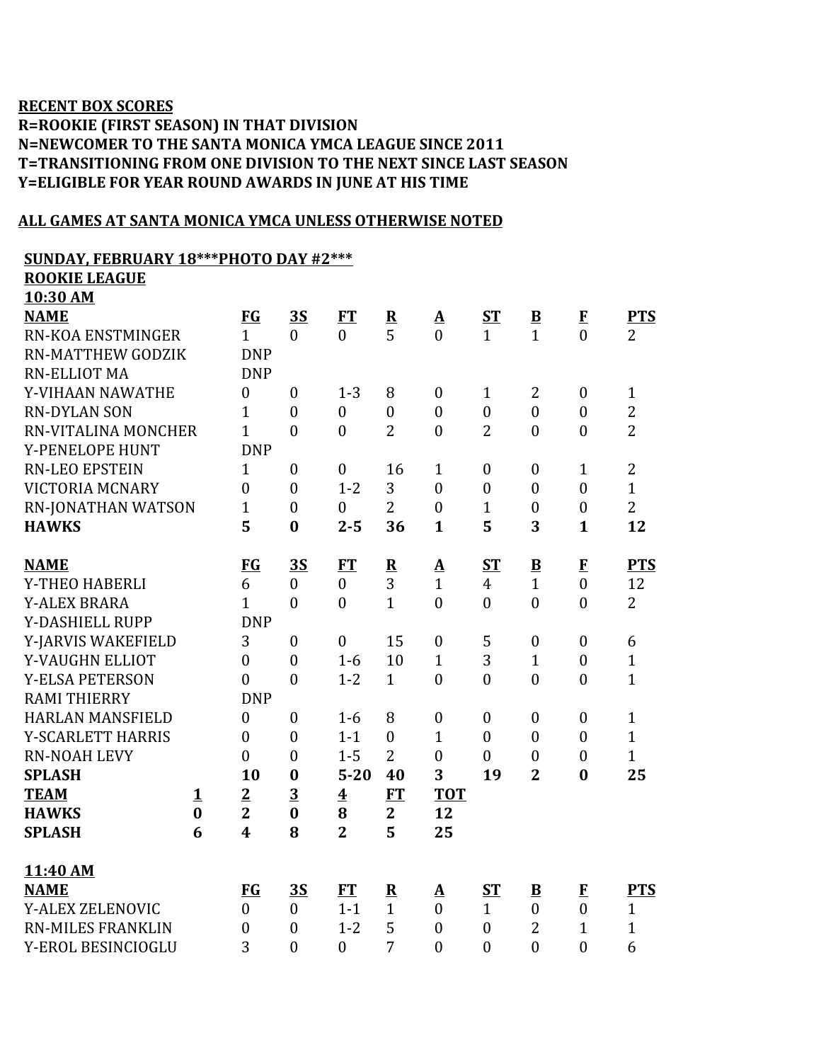**RECENT BOX SCORES**
**R=ROOKIE (FIRST SEASON) IN THAT DIVISION**
**N=NEWCOMER TO THE SANTA MONICA YMCA LEAGUE SINCE 2011**
**T=TRANSITIONING FROM ONE DIVISION TO THE NEXT SINCE LAST SEASON**
**Y=ELIGIBLE FOR YEAR ROUND AWARDS IN JUNE AT HIS TIME**

**ALL GAMES AT SANTA MONICA YMCA UNLESS OTHERWISE NOTED**

**SUNDAY, FEBRUARY 18\*\*\*PHOTO DAY #2\*\*\***
**ROOKIE LEAGUE**
**10:30 AM**

| NAME | FG | 3S | FT | R | A | ST | B | F | PTS |
|---|---|---|---|---|---|---|---|---|---|
| RN-KOA ENSTMINGER | 1 | 0 | 0 | 5 | 0 | 1 | 1 | 0 | 2 |
| RN-MATTHEW GODZIK | DNP | | | | | | | | |
| RN-ELLIOT MA | DNP | | | | | | | | |
| Y-VIHAAN NAWATHE | 0 | 0 | 1-3 | 8 | 0 | 1 | 2 | 0 | 1 |
| RN-DYLAN SON | 1 | 0 | 0 | 0 | 0 | 0 | 0 | 0 | 2 |
| RN-VITALINA MONCHER | 1 | 0 | 0 | 2 | 0 | 2 | 0 | 0 | 2 |
| Y-PENELOPE HUNT | DNP | | | | | | | | |
| RN-LEO EPSTEIN | 1 | 0 | 0 | 16 | 1 | 0 | 0 | 1 | 2 |
| VICTORIA MCNARY | 0 | 0 | 1-2 | 3 | 0 | 0 | 0 | 0 | 1 |
| RN-JONATHAN WATSON | 1 | 0 | 0 | 2 | 0 | 1 | 0 | 0 | 2 |
| **HAWKS** | **5** | **0** | **2-5** | **36** | **1** | **5** | **3** | **1** | **12** |

| NAME | FG | 3S | FT | R | A | ST | B | F | PTS |
|---|---|---|---|---|---|---|---|---|---|
| Y-THEO HABERLI | 6 | 0 | 0 | 3 | 1 | 4 | 1 | 0 | 12 |
| Y-ALEX BRARA | 1 | 0 | 0 | 1 | 0 | 0 | 0 | 0 | 2 |
| Y-DASHIELL RUPP | DNP | | | | | | | | |
| Y-JARVIS WAKEFIELD | 3 | 0 | 0 | 15 | 0 | 5 | 0 | 0 | 6 |
| Y-VAUGHN ELLIOT | 0 | 0 | 1-6 | 10 | 1 | 3 | 1 | 0 | 1 |
| Y-ELSA PETERSON | 0 | 0 | 1-2 | 1 | 0 | 0 | 0 | 0 | 1 |
| RAMI THIERRY | DNP | | | | | | | | |
| HARLAN MANSFIELD | 0 | 0 | 1-6 | 8 | 0 | 0 | 0 | 0 | 1 |
| Y-SCARLETT HARRIS | 0 | 0 | 1-1 | 0 | 1 | 0 | 0 | 0 | 1 |
| RN-NOAH LEVY | 0 | 0 | 1-5 | 2 | 0 | 0 | 0 | 0 | 1 |
| **SPLASH** | **10** | **0** | **5-20** | **40** | **3** | **19** | **2** | **0** | **25** |

| TEAM | 1 | 2 | 3 | 4 | FT | TOT |
|---|---|---|---|---|---|---|
| **HAWKS** | **0** | **2** | **0** | **8** | **2** | **12** |
| **SPLASH** | **6** | **4** | **8** | **2** | **5** | **25** |

**11:40 AM**

| NAME | FG | 3S | FT | R | A | ST | B | F | PTS |
|---|---|---|---|---|---|---|---|---|---|
| Y-ALEX ZELENOVIC | 0 | 0 | 1-1 | 1 | 0 | 1 | 0 | 0 | 1 |
| RN-MILES FRANKLIN | 0 | 0 | 1-2 | 5 | 0 | 0 | 2 | 1 | 1 |
| Y-EROL BESINCIOGLU | 3 | 0 | 0 | 7 | 0 | 0 | 0 | 0 | 6 |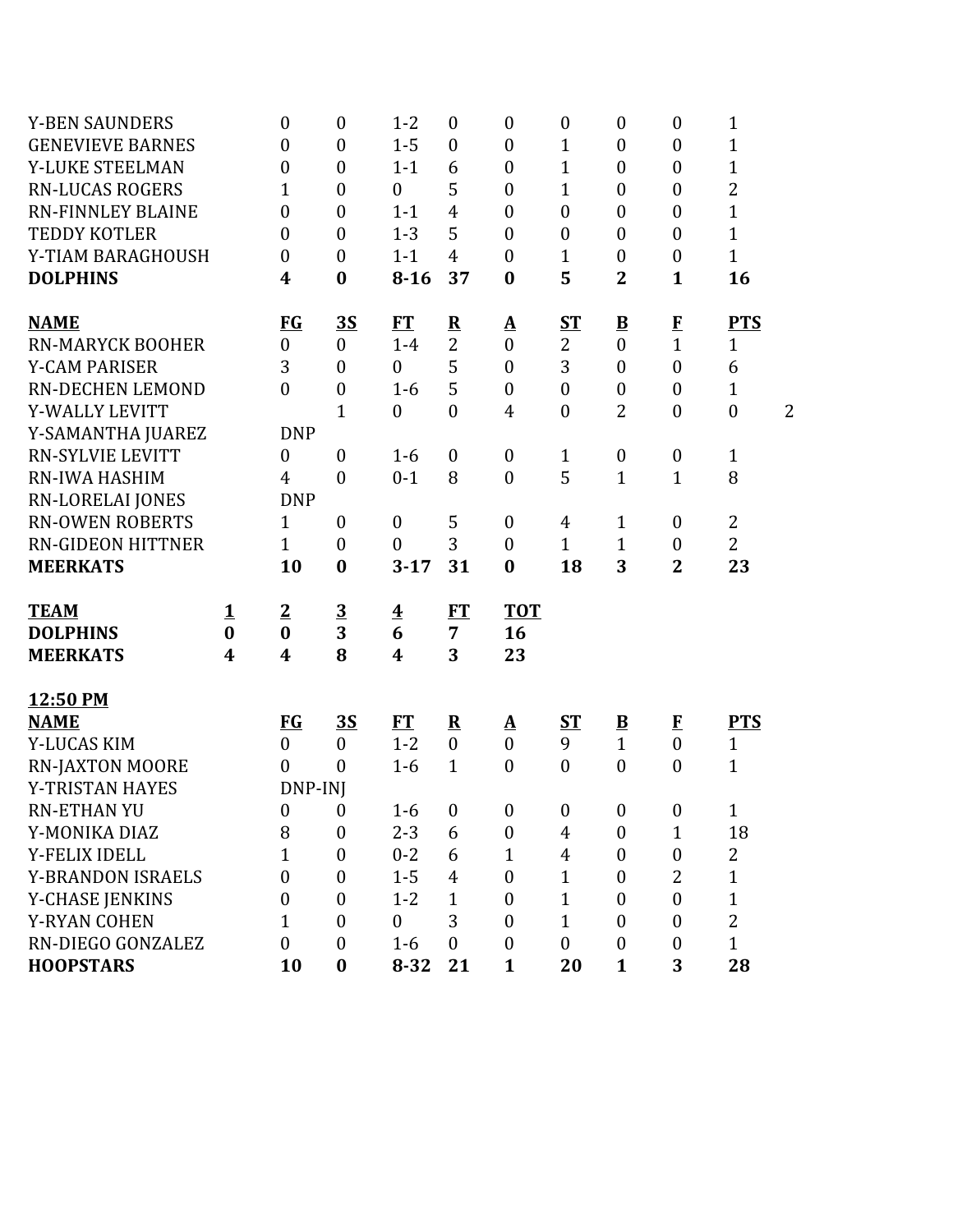| | | | | | | | | | |
|---|---|---|---|---|---|---|---|---|---|
| Y-BEN SAUNDERS | 0 | 0 | 1-2 | 0 | 0 | 0 | 0 | 0 | 1 |
| GENEVIEVE BARNES | 0 | 0 | 1-5 | 0 | 0 | 1 | 0 | 0 | 1 |
| Y-LUKE STEELMAN | 0 | 0 | 1-1 | 6 | 0 | 1 | 0 | 0 | 1 |
| RN-LUCAS ROGERS | 1 | 0 | 0 | 5 | 0 | 1 | 0 | 0 | 2 |
| RN-FINNLEY BLAINE | 0 | 0 | 1-1 | 4 | 0 | 0 | 0 | 0 | 1 |
| TEDDY KOTLER | 0 | 0 | 1-3 | 5 | 0 | 0 | 0 | 0 | 1 |
| Y-TIAM BARAGHOUSH | 0 | 0 | 1-1 | 4 | 0 | 1 | 0 | 0 | 1 |
| **DOLPHINS** | **4** | **0** | **8-16** | **37** | **0** | **5** | **2** | **1** | **16** |

| NAME | FG | 3S | FT | R | A | ST | B | F | PTS | |
|---|---|---|---|---|---|---|---|---|---|---|
| RN-MARYCK BOOHER | 0 | 0 | 1-4 | 2 | 0 | 2 | 0 | 1 | 1 | |
| Y-CAM PARISER | 3 | 0 | 0 | 5 | 0 | 3 | 0 | 0 | 6 | |
| RN-DECHEN LEMOND | 0 | 0 | 1-6 | 5 | 0 | 0 | 0 | 0 | 1 | |
| Y-WALLY LEVITT | | 1 | 0 | 0 | 4 | 0 | 2 | 0 | 0 | 2 |
| Y-SAMANTHA JUAREZ | DNP | | | | | | | | | |
| RN-SYLVIE LEVITT | 0 | 0 | 1-6 | 0 | 0 | 1 | 0 | 0 | 1 | |
| RN-IWA HASHIM | 4 | 0 | 0-1 | 8 | 0 | 5 | 1 | 1 | 8 | |
| RN-LORELAI JONES | DNP | | | | | | | | | |
| RN-OWEN ROBERTS | 1 | 0 | 0 | 5 | 0 | 4 | 1 | 0 | 2 | |
| RN-GIDEON HITTNER | 1 | 0 | 0 | 3 | 0 | 1 | 1 | 0 | 2 | |
| **MEERKATS** | **10** | **0** | **3-17** | **31** | **0** | **18** | **3** | **2** | **23** | |

| TEAM | 1 | 2 | 3 | 4 | FT | TOT |
|---|---|---|---|---|---|---|
| **DOLPHINS** | **0** | **0** | **3** | **6** | **7** | **16** |
| **MEERKATS** | **4** | **4** | **8** | **4** | **3** | **23** |

**12:50 PM**

| NAME | FG | 3S | FT | R | A | ST | B | F | PTS |
|---|---|---|---|---|---|---|---|---|---|
| Y-LUCAS KIM | 0 | 0 | 1-2 | 0 | 0 | 9 | 1 | 0 | 1 |
| RN-JAXTON MOORE | 0 | 0 | 1-6 | 1 | 0 | 0 | 0 | 0 | 1 |
| Y-TRISTAN HAYES | DNP-INJ | | | | | | | | |
| RN-ETHAN YU | 0 | 0 | 1-6 | 0 | 0 | 0 | 0 | 0 | 1 |
| Y-MONIKA DIAZ | 8 | 0 | 2-3 | 6 | 0 | 4 | 0 | 1 | 18 |
| Y-FELIX IDELL | 1 | 0 | 0-2 | 6 | 1 | 4 | 0 | 0 | 2 |
| Y-BRANDON ISRAELS | 0 | 0 | 1-5 | 4 | 0 | 1 | 0 | 2 | 1 |
| Y-CHASE JENKINS | 0 | 0 | 1-2 | 1 | 0 | 1 | 0 | 0 | 1 |
| Y-RYAN COHEN | 1 | 0 | 0 | 3 | 0 | 1 | 0 | 0 | 2 |
| RN-DIEGO GONZALEZ | 0 | 0 | 1-6 | 0 | 0 | 0 | 0 | 0 | 1 |
| **HOOPSTARS** | **10** | **0** | **8-32** | **21** | **1** | **20** | **1** | **3** | **28** |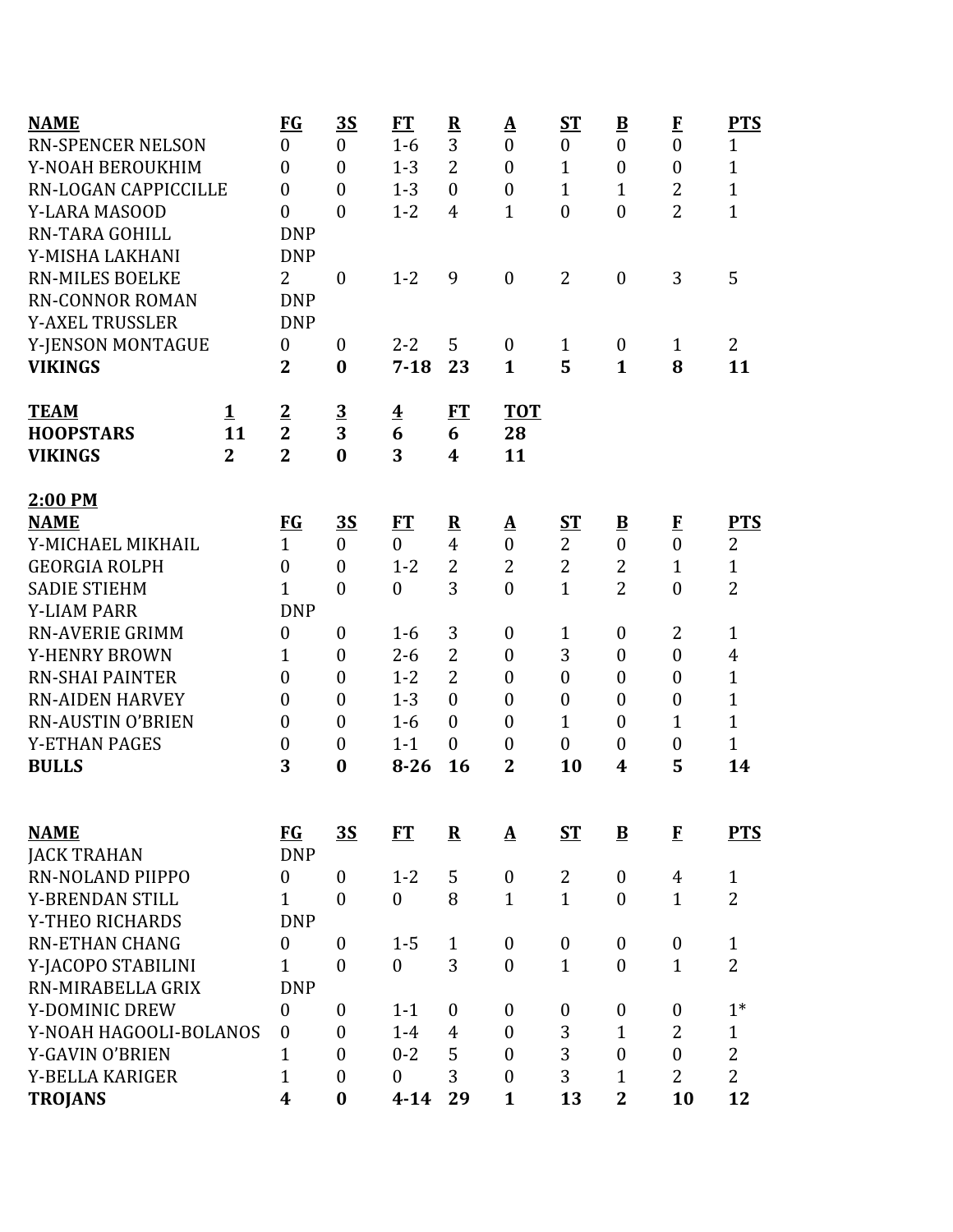| NAME | FG | 3S | FT | R | A | ST | B | F | PTS |
|---|---|---|---|---|---|---|---|---|---|
| RN-SPENCER NELSON | 0 | 0 | 1-6 | 3 | 0 | 0 | 0 | 0 | 1 |
| Y-NOAH BEROUKHIM | 0 | 0 | 1-3 | 2 | 0 | 1 | 0 | 0 | 1 |
| RN-LOGAN CAPPICCILLE | 0 | 0 | 1-3 | 0 | 0 | 1 | 1 | 2 | 1 |
| Y-LARA MASOOD | 0 | 0 | 1-2 | 4 | 1 | 0 | 0 | 2 | 1 |
| RN-TARA GOHILL | DNP | | | | | | | | |
| Y-MISHA LAKHANI | DNP | | | | | | | | |
| RN-MILES BOELKE | 2 | 0 | 1-2 | 9 | 0 | 2 | 0 | 3 | 5 |
| RN-CONNOR ROMAN | DNP | | | | | | | | |
| Y-AXEL TRUSSLER | DNP | | | | | | | | |
| Y-JENSON MONTAGUE | 0 | 0 | 2-2 | 5 | 0 | 1 | 0 | 1 | 2 |
| **VIKINGS** | **2** | **0** | **7-18** | **23** | **1** | **5** | **1** | **8** | **11** |

| TEAM | 1 | 2 | 3 | 4 | FT | TOT |
|---|---|---|---|---|---|---|
| **HOOPSTARS** | **11** | **2** | **3** | **6** | **6** | **28** |
| **VIKINGS** | **2** | **2** | **0** | **3** | **4** | **11** |

**2:00 PM**

| NAME | FG | 3S | FT | R | A | ST | B | F | PTS |
|---|---|---|---|---|---|---|---|---|---|
| Y-MICHAEL MIKHAIL | 1 | 0 | 0 | 4 | 0 | 2 | 0 | 0 | 2 |
| GEORGIA ROLPH | 0 | 0 | 1-2 | 2 | 2 | 2 | 2 | 1 | 1 |
| SADIE STIEHM | 1 | 0 | 0 | 3 | 0 | 1 | 2 | 0 | 2 |
| Y-LIAM PARR | DNP | | | | | | | | |
| RN-AVERIE GRIMM | 0 | 0 | 1-6 | 3 | 0 | 1 | 0 | 2 | 1 |
| Y-HENRY BROWN | 1 | 0 | 2-6 | 2 | 0 | 3 | 0 | 0 | 4 |
| RN-SHAI PAINTER | 0 | 0 | 1-2 | 2 | 0 | 0 | 0 | 0 | 1 |
| RN-AIDEN HARVEY | 0 | 0 | 1-3 | 0 | 0 | 0 | 0 | 0 | 1 |
| RN-AUSTIN O'BRIEN | 0 | 0 | 1-6 | 0 | 0 | 1 | 0 | 1 | 1 |
| Y-ETHAN PAGES | 0 | 0 | 1-1 | 0 | 0 | 0 | 0 | 0 | 1 |
| **BULLS** | **3** | **0** | **8-26** | **16** | **2** | **10** | **4** | **5** | **14** |

| NAME | FG | 3S | FT | R | A | ST | B | F | PTS |
|---|---|---|---|---|---|---|---|---|---|
| JACK TRAHAN | DNP | | | | | | | | |
| RN-NOLAND PIIPPO | 0 | 0 | 1-2 | 5 | 0 | 2 | 0 | 4 | 1 |
| Y-BRENDAN STILL | 1 | 0 | 0 | 8 | 1 | 1 | 0 | 1 | 2 |
| Y-THEO RICHARDS | DNP | | | | | | | | |
| RN-ETHAN CHANG | 0 | 0 | 1-5 | 1 | 0 | 0 | 0 | 0 | 1 |
| Y-JACOPO STABILINI | 1 | 0 | 0 | 3 | 0 | 1 | 0 | 1 | 2 |
| RN-MIRABELLA GRIX | DNP | | | | | | | | |
| Y-DOMINIC DREW | 0 | 0 | 1-1 | 0 | 0 | 0 | 0 | 0 | 1* |
| Y-NOAH HAGOOLI-BOLANOS | 0 | 0 | 1-4 | 4 | 0 | 3 | 1 | 2 | 1 |
| Y-GAVIN O'BRIEN | 1 | 0 | 0-2 | 5 | 0 | 3 | 0 | 0 | 2 |
| Y-BELLA KARIGER | 1 | 0 | 0 | 3 | 0 | 3 | 1 | 2 | 2 |
| **TROJANS** | **4** | **0** | **4-14** | **29** | **1** | **13** | **2** | **10** | **12** |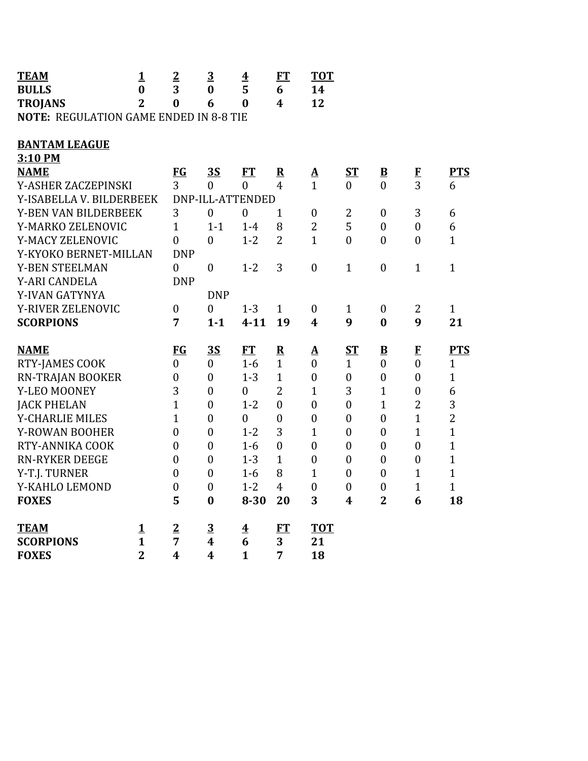| TEAM | 1 | 2 | 3 | 4 | FT | TOT |
|---|---|---|---|---|---|---|
| **BULLS** | **0** | **3** | **0** | **5** | **6** | **14** |
| **TROJANS** | **2** | **0** | **6** | **0** | **4** | **12** |

**NOTE:** REGULATION GAME ENDED IN 8-8 TIE

**BANTAM LEAGUE**

**3:10 PM**

| NAME | FG | 3S | FT | R | A | ST | B | F | PTS |
|---|---|---|---|---|---|---|---|---|---|
| Y-ASHER ZACZEPINSKI | 3 | 0 | 0 | 4 | 1 | 0 | 0 | 3 | 6 |
| Y-ISABELLA V. BILDERBEEK | DNP-ILL-ATTENDED | | | | | | | | |
| Y-BEN VAN BILDERBEEK | 3 | 0 | 0 | 1 | 0 | 2 | 0 | 3 | 6 |
| Y-MARKO ZELENOVIC | 1 | 1-1 | 1-4 | 8 | 2 | 5 | 0 | 0 | 6 |
| Y-MACY ZELENOVIC | 0 | 0 | 1-2 | 2 | 1 | 0 | 0 | 0 | 1 |
| Y-KYOKO BERNET-MILLAN | DNP | | | | | | | | |
| Y-BEN STEELMAN | 0 | 0 | 1-2 | 3 | 0 | 1 | 0 | 1 | 1 |
| Y-ARI CANDELA | DNP | | | | | | | | |
| Y-IVAN GATYNYA | | DNP | | | | | | | |
| Y-RIVER ZELENOVIC | 0 | 0 | 1-3 | 1 | 0 | 1 | 0 | 2 | 1 |
| **SCORPIONS** | **7** | **1-1** | **4-11** | **19** | **4** | **9** | **0** | **9** | **21** |

| NAME | FG | 3S | FT | R | A | ST | B | F | PTS |
|---|---|---|---|---|---|---|---|---|---|
| RTY-JAMES COOK | 0 | 0 | 1-6 | 1 | 0 | 1 | 0 | 0 | 1 |
| RN-TRAJAN BOOKER | 0 | 0 | 1-3 | 1 | 0 | 0 | 0 | 0 | 1 |
| Y-LEO MOONEY | 3 | 0 | 0 | 2 | 1 | 3 | 1 | 0 | 6 |
| JACK PHELAN | 1 | 0 | 1-2 | 0 | 0 | 0 | 1 | 2 | 3 |
| Y-CHARLIE MILES | 1 | 0 | 0 | 0 | 0 | 0 | 0 | 1 | 2 |
| Y-ROWAN BOOHER | 0 | 0 | 1-2 | 3 | 1 | 0 | 0 | 1 | 1 |
| RTY-ANNIKA COOK | 0 | 0 | 1-6 | 0 | 0 | 0 | 0 | 0 | 1 |
| RN-RYKER DEEGE | 0 | 0 | 1-3 | 1 | 0 | 0 | 0 | 0 | 1 |
| Y-T.J. TURNER | 0 | 0 | 1-6 | 8 | 1 | 0 | 0 | 1 | 1 |
| Y-KAHLO LEMOND | 0 | 0 | 1-2 | 4 | 0 | 0 | 0 | 1 | 1 |
| **FOXES** | **5** | **0** | **8-30** | **20** | **3** | **4** | **2** | **6** | **18** |

| TEAM | 1 | 2 | 3 | 4 | FT | TOT |
|---|---|---|---|---|---|---|
| **SCORPIONS** | **1** | **7** | **4** | **6** | **3** | **21** |
| **FOXES** | **2** | **4** | **4** | **1** | **7** | **18** |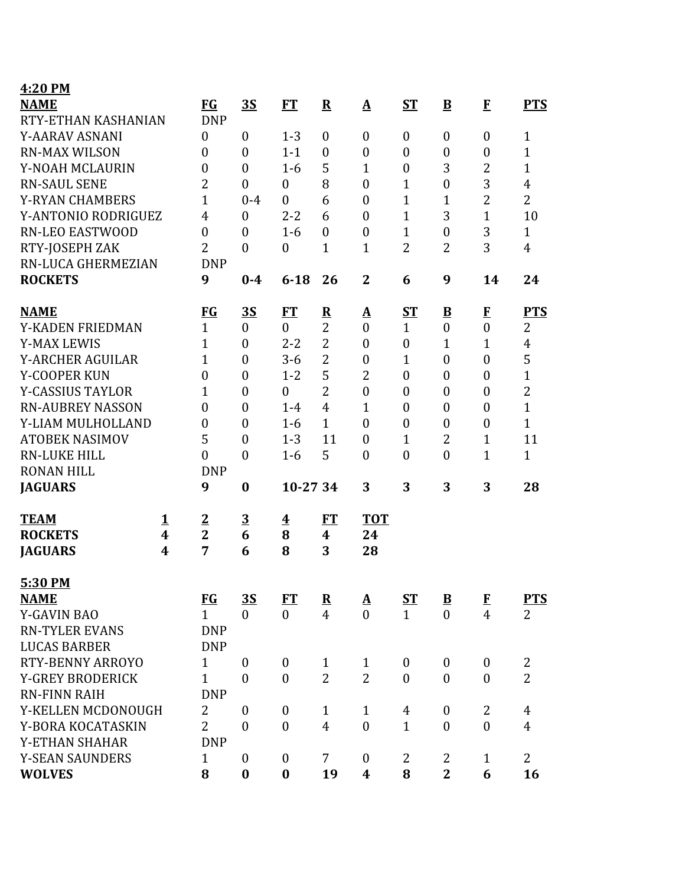**4:20 PM**

| NAME | FG | 3S | FT | R | A | ST | B | F | PTS |
|---|---|---|---|---|---|---|---|---|---|
| RTY-ETHAN KASHANIAN | DNP | | | | | | | | |
| Y-AARAV ASNANI | 0 | 0 | 1-3 | 0 | 0 | 0 | 0 | 0 | 1 |
| RN-MAX WILSON | 0 | 0 | 1-1 | 0 | 0 | 0 | 0 | 0 | 1 |
| Y-NOAH MCLAURIN | 0 | 0 | 1-6 | 5 | 1 | 0 | 3 | 2 | 1 |
| RN-SAUL SENE | 2 | 0 | 0 | 8 | 0 | 1 | 0 | 3 | 4 |
| Y-RYAN CHAMBERS | 1 | 0-4 | 0 | 6 | 0 | 1 | 1 | 2 | 2 |
| Y-ANTONIO RODRIGUEZ | 4 | 0 | 2-2 | 6 | 0 | 1 | 3 | 1 | 10 |
| RN-LEO EASTWOOD | 0 | 0 | 1-6 | 0 | 0 | 1 | 0 | 3 | 1 |
| RTY-JOSEPH ZAK | 2 | 0 | 0 | 1 | 1 | 2 | 2 | 3 | 4 |
| RN-LUCA GHERMEZIAN | DNP | | | | | | | | |
| **ROCKETS** | **9** | **0-4** | **6-18** | **26** | **2** | **6** | **9** | **14** | **24** |

| NAME | FG | 3S | FT | R | A | ST | B | F | PTS |
|---|---|---|---|---|---|---|---|---|---|
| Y-KADEN FRIEDMAN | 1 | 0 | 0 | 2 | 0 | 1 | 0 | 0 | 2 |
| Y-MAX LEWIS | 1 | 0 | 2-2 | 2 | 0 | 0 | 1 | 1 | 4 |
| Y-ARCHER AGUILAR | 1 | 0 | 3-6 | 2 | 0 | 1 | 0 | 0 | 5 |
| Y-COOPER KUN | 0 | 0 | 1-2 | 5 | 2 | 0 | 0 | 0 | 1 |
| Y-CASSIUS TAYLOR | 1 | 0 | 0 | 2 | 0 | 0 | 0 | 0 | 2 |
| RN-AUBREY NASSON | 0 | 0 | 1-4 | 4 | 1 | 0 | 0 | 0 | 1 |
| Y-LIAM MULHOLLAND | 0 | 0 | 1-6 | 1 | 0 | 0 | 0 | 0 | 1 |
| ATOBEK NASIMOV | 5 | 0 | 1-3 | 11 | 0 | 1 | 2 | 1 | 11 |
| RN-LUKE HILL | 0 | 0 | 1-6 | 5 | 0 | 0 | 0 | 1 | 1 |
| RONAN HILL | DNP | | | | | | | | |
| **JAGUARS** | **9** | **0** | **10-27** | **34** | **3** | **3** | **3** | **3** | **28** |

| TEAM | 1 | 2 | 3 | 4 | FT | TOT |
|---|---|---|---|---|---|---|
| **ROCKETS** | **4** | **2** | **6** | **8** | **4** | **24** |
| **JAGUARS** | **4** | **7** | **6** | **8** | **3** | **28** |

**5:30 PM**

| NAME | FG | 3S | FT | R | A | ST | B | F | PTS |
|---|---|---|---|---|---|---|---|---|---|
| Y-GAVIN BAO | 1 | 0 | 0 | 4 | 0 | 1 | 0 | 4 | 2 |
| RN-TYLER EVANS | DNP | | | | | | | | |
| LUCAS BARBER | DNP | | | | | | | | |
| RTY-BENNY ARROYO | 1 | 0 | 0 | 1 | 1 | 0 | 0 | 0 | 2 |
| Y-GREY BRODERICK | 1 | 0 | 0 | 2 | 2 | 0 | 0 | 0 | 2 |
| RN-FINN RAIH | DNP | | | | | | | | |
| Y-KELLEN MCDONOUGH | 2 | 0 | 0 | 1 | 1 | 4 | 0 | 2 | 4 |
| Y-BORA KOCATASKIN | 2 | 0 | 0 | 4 | 0 | 1 | 0 | 0 | 4 |
| Y-ETHAN SHAHAR | DNP | | | | | | | | |
| Y-SEAN SAUNDERS | 1 | 0 | 0 | 7 | 0 | 2 | 2 | 1 | 2 |
| **WOLVES** | **8** | **0** | **0** | **19** | **4** | **8** | **2** | **6** | **16** |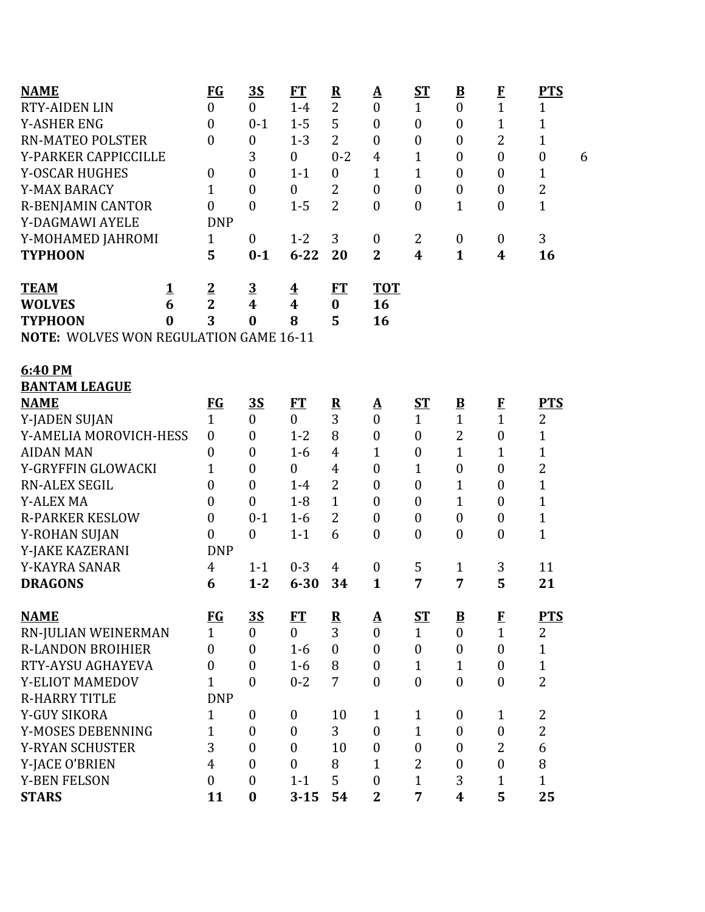| NAME | FG | 3S | FT | R | A | ST | B | F | PTS | |
|---|---|---|---|---|---|---|---|---|---|---|
| RTY-AIDEN LIN | 0 | 0 | 1-4 | 2 | 0 | 1 | 0 | 1 | 1 | |
| Y-ASHER ENG | 0 | 0-1 | 1-5 | 5 | 0 | 0 | 0 | 1 | 1 | |
| RN-MATEO POLSTER | 0 | 0 | 1-3 | 2 | 0 | 0 | 0 | 2 | 1 | |
| Y-PARKER CAPPICCILLE | | 3 | 0 | 0-2 | 4 | 1 | 0 | 0 | 0 | 6 |
| Y-OSCAR HUGHES | 0 | 0 | 1-1 | 0 | 1 | 1 | 0 | 0 | 1 | |
| Y-MAX BARACY | 1 | 0 | 0 | 2 | 0 | 0 | 0 | 0 | 2 | |
| R-BENJAMIN CANTOR | 0 | 0 | 1-5 | 2 | 0 | 0 | 1 | 0 | 1 | |
| Y-DAGMAWI AYELE | DNP | | | | | | | | | |
| Y-MOHAMED JAHROMI | 1 | 0 | 1-2 | 3 | 0 | 2 | 0 | 0 | 3 | |
| **TYPHOON** | **5** | **0-1** | **6-22** | **20** | **2** | **4** | **1** | **4** | **16** | |

| TEAM | 1 | 2 | 3 | 4 | FT | TOT |
|---|---|---|---|---|---|---|
| **WOLVES** | **6** | **2** | **4** | **4** | **0** | **16** |
| **TYPHOON** | **0** | **3** | **0** | **8** | **5** | **16** |

**NOTE:** WOLVES WON REGULATION GAME 16-11

**6:40 PM**

**BANTAM LEAGUE**

| NAME | FG | 3S | FT | R | A | ST | B | F | PTS |
|---|---|---|---|---|---|---|---|---|---|
| Y-JADEN SUJAN | 1 | 0 | 0 | 3 | 0 | 1 | 1 | 1 | 2 |
| Y-AMELIA MOROVICH-HESS | 0 | 0 | 1-2 | 8 | 0 | 0 | 2 | 0 | 1 |
| AIDAN MAN | 0 | 0 | 1-6 | 4 | 1 | 0 | 1 | 1 | 1 |
| Y-GRYFFIN GLOWACKI | 1 | 0 | 0 | 4 | 0 | 1 | 0 | 0 | 2 |
| RN-ALEX SEGIL | 0 | 0 | 1-4 | 2 | 0 | 0 | 1 | 0 | 1 |
| Y-ALEX MA | 0 | 0 | 1-8 | 1 | 0 | 0 | 1 | 0 | 1 |
| R-PARKER KESLOW | 0 | 0-1 | 1-6 | 2 | 0 | 0 | 0 | 0 | 1 |
| Y-ROHAN SUJAN | 0 | 0 | 1-1 | 6 | 0 | 0 | 0 | 0 | 1 |
| Y-JAKE KAZERANI | DNP | | | | | | | | |
| Y-KAYRA SANAR | 4 | 1-1 | 0-3 | 4 | 0 | 5 | 1 | 3 | 11 |
| **DRAGONS** | **6** | **1-2** | **6-30** | **34** | **1** | **7** | **7** | **5** | **21** |

| NAME | FG | 3S | FT | R | A | ST | B | F | PTS |
|---|---|---|---|---|---|---|---|---|---|
| RN-JULIAN WEINERMAN | 1 | 0 | 0 | 3 | 0 | 1 | 0 | 1 | 2 |
| R-LANDON BROIHIER | 0 | 0 | 1-6 | 0 | 0 | 0 | 0 | 0 | 1 |
| RTY-AYSU AGHAYEVA | 0 | 0 | 1-6 | 8 | 0 | 1 | 1 | 0 | 1 |
| Y-ELIOT MAMEDOV | 1 | 0 | 0-2 | 7 | 0 | 0 | 0 | 0 | 2 |
| R-HARRY TITLE | DNP | | | | | | | | |
| Y-GUY SIKORA | 1 | 0 | 0 | 10 | 1 | 1 | 0 | 1 | 2 |
| Y-MOSES DEBENNING | 1 | 0 | 0 | 3 | 0 | 1 | 0 | 0 | 2 |
| Y-RYAN SCHUSTER | 3 | 0 | 0 | 10 | 0 | 0 | 0 | 2 | 6 |
| Y-JACE O'BRIEN | 4 | 0 | 0 | 8 | 1 | 2 | 0 | 0 | 8 |
| Y-BEN FELSON | 0 | 0 | 1-1 | 5 | 0 | 1 | 3 | 1 | 1 |
| **STARS** | **11** | **0** | **3-15** | **54** | **2** | **7** | **4** | **5** | **25** |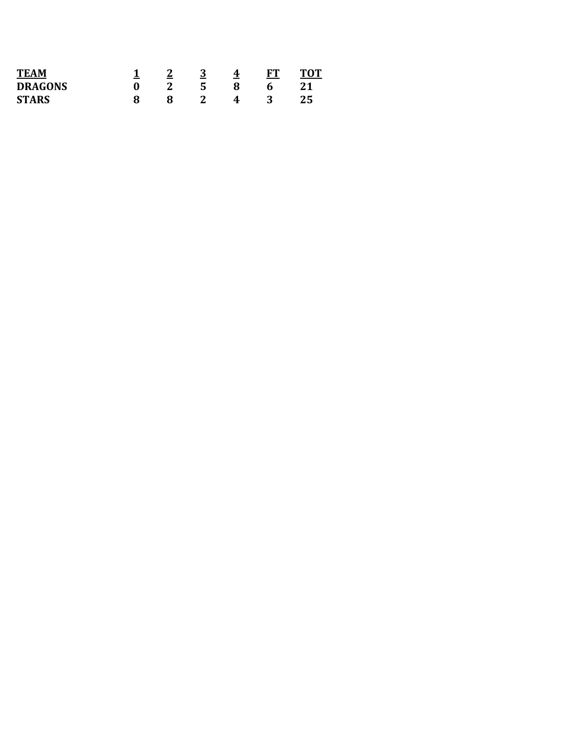| TEAM | 1 | 2 | 3 | 4 | FT | TOT |
|---|---|---|---|---|---|---|
| DRAGONS | 0 | 2 | 5 | 8 | 6 | 21 |
| STARS | 8 | 8 | 2 | 4 | 3 | 25 |